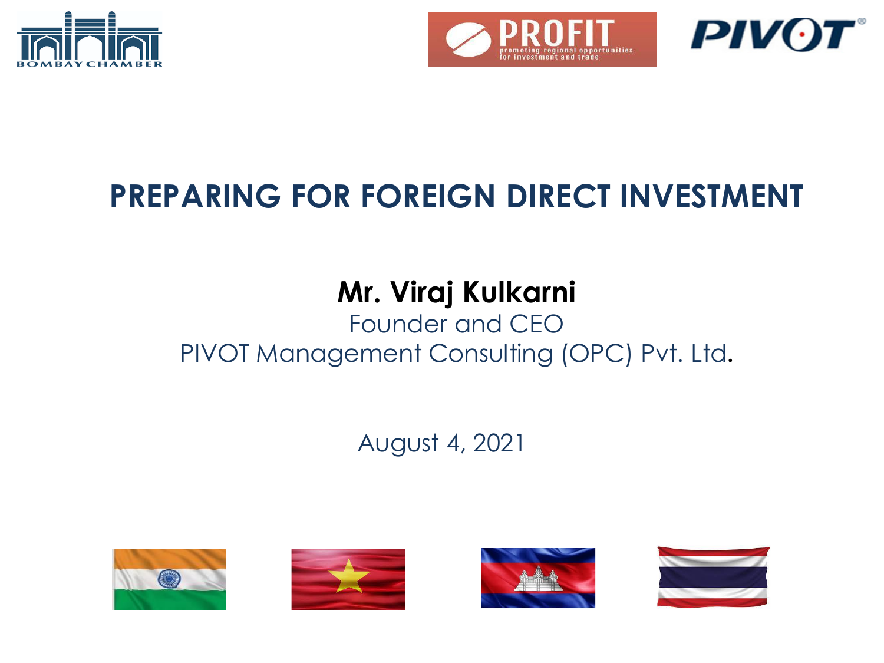# PREPARING FOR FOREIGN DIRECT INVESTMENT

**Mr. Viraj Kulkarni**
Founder and CEO
PIVOT Management Consulting (OPC) Pvt. Ltd.

August 4, 2021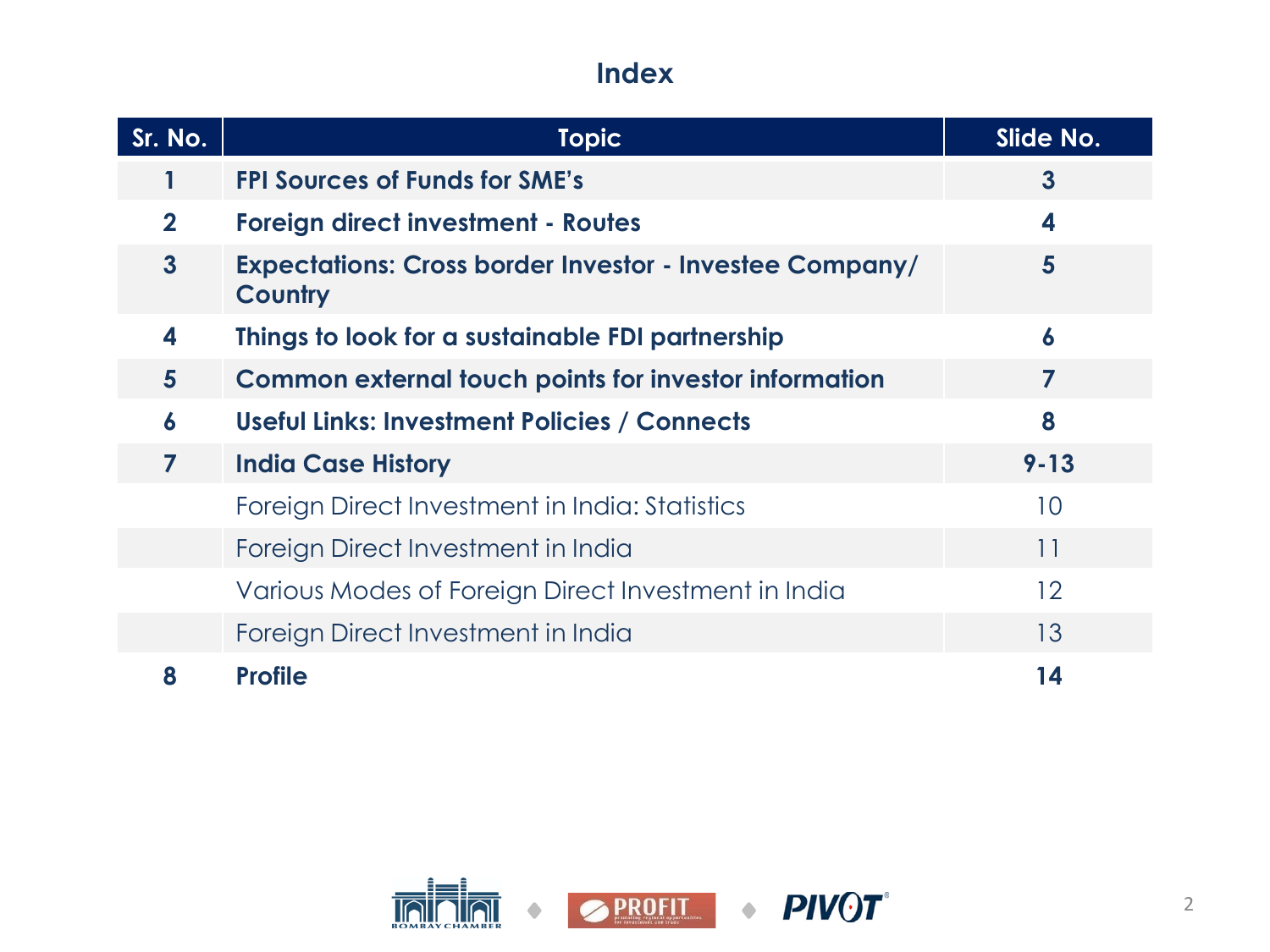# Index

| Sr. No. | Topic | Slide No. |
|---|---|---|
| **1** | **FPI Sources of Funds for SME's** | **3** |
| **2** | **Foreign direct investment - Routes** | **4** |
| **3** | **Expectations: Cross border Investor - Investee Company/ Country** | **5** |
| **4** | **Things to look for a sustainable FDI partnership** | **6** |
| **5** | **Common external touch points for investor information** | **7** |
| **6** | **Useful Links: Investment Policies / Connects** | **8** |
| **7** | **India Case History** | **9-13** |
| | Foreign Direct Investment in India: Statistics | 10 |
| | Foreign Direct Investment in India | 11 |
| | Various Modes of Foreign Direct Investment in India | 12 |
| | Foreign Direct Investment in India | 13 |
| **8** | **Profile** | **14** |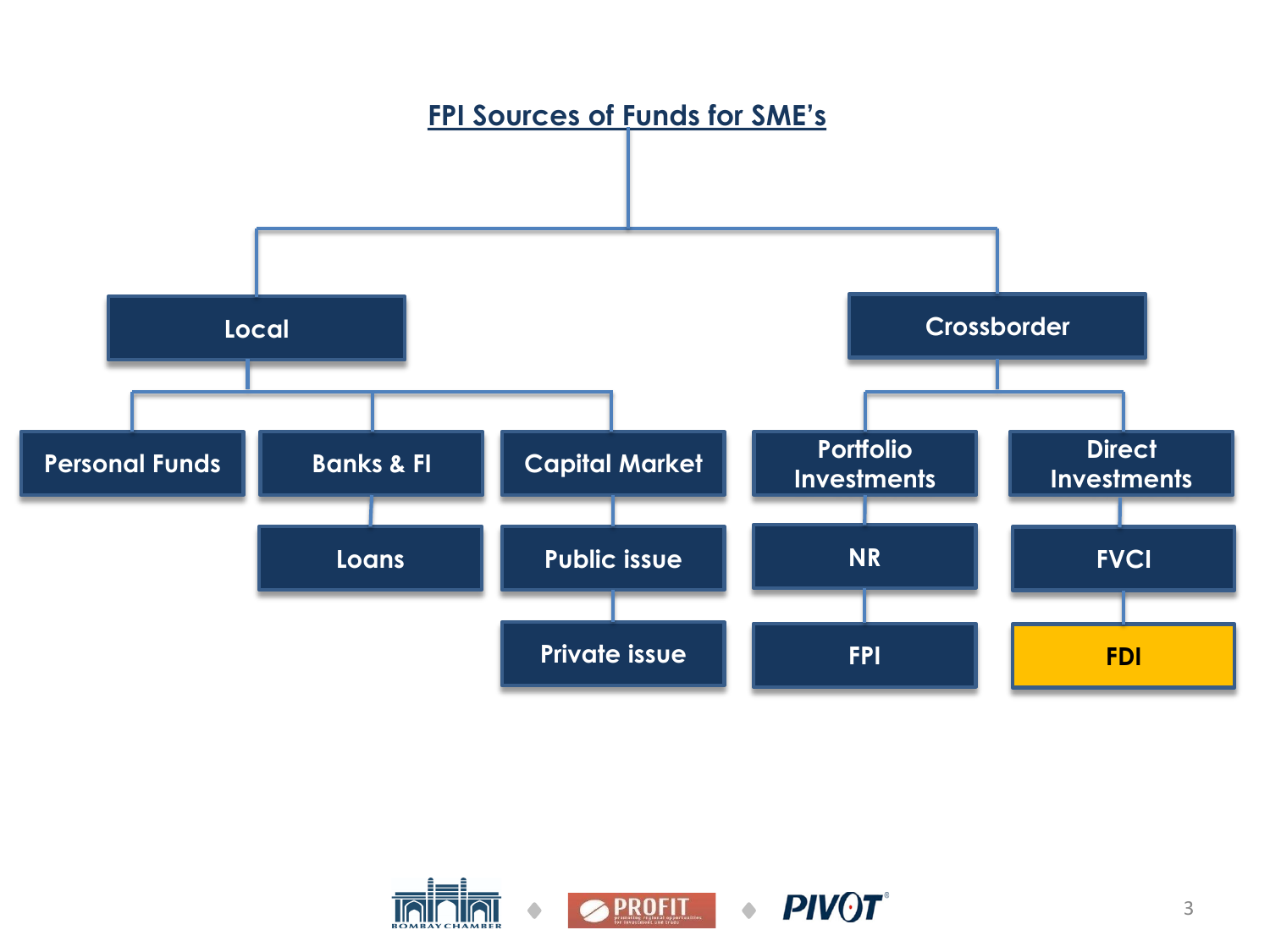# FPI Sources of Funds for SME's

- **Local**
  - Personal Funds
  - Banks & FI
    - Loans
  - Capital Market
    - Public issue
    - Private issue
- **Crossborder**
  - Portfolio Investments
    - NR
    - FPI
  - Direct Investments
    - FVCI
    - **FDI**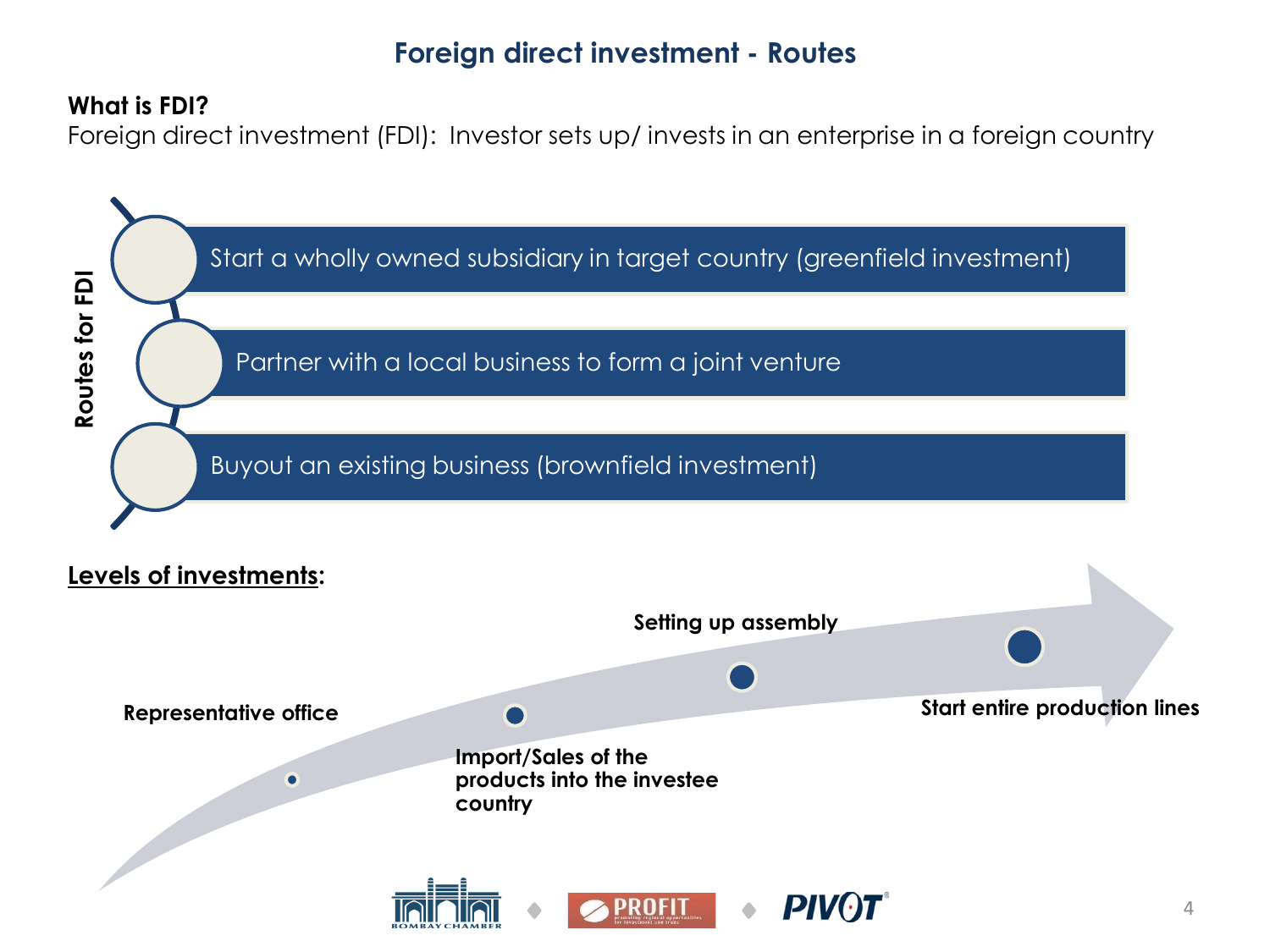# Foreign direct investment - Routes

**What is FDI?**

Foreign direct investment (FDI): Investor sets up/ invests in an enterprise in a foreign country

**Routes for FDI**

- Start a wholly owned subsidiary in target country (greenfield investment)
- Partner with a local business to form a joint venture
- Buyout an existing business (brownfield investment)

**Levels of investments:**

- **Representative office**
- **Import/Sales of the products into the investee country**
- **Setting up assembly**
- **Start entire production lines**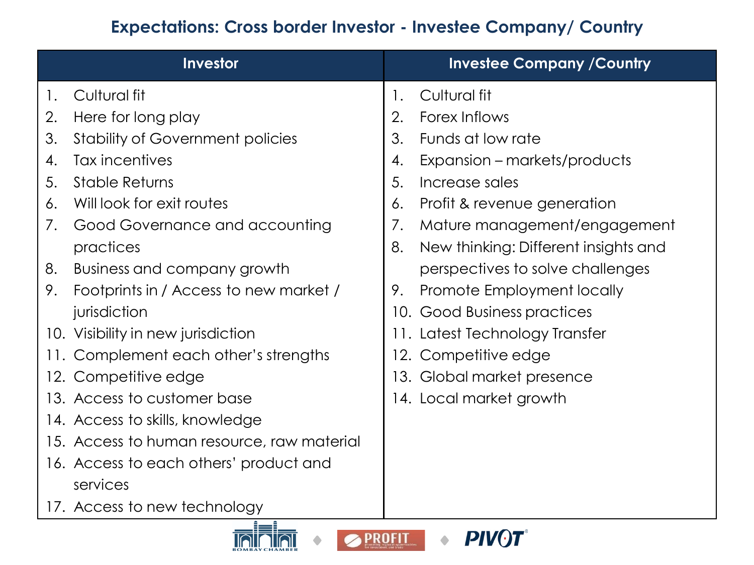## Expectations: Cross border Investor - Investee Company/ Country

| Investor | Investee Company /Country |
|---|---|
| 1. Cultural fit | 1. Cultural fit |
| 2. Here for long play | 2. Forex Inflows |
| 3. Stability of Government policies | 3. Funds at low rate |
| 4. Tax incentives | 4. Expansion – markets/products |
| 5. Stable Returns | 5. Increase sales |
| 6. Will look for exit routes | 6. Profit & revenue generation |
| 7. Good Governance and accounting practices | 7. Mature management/engagement |
| 8. Business and company growth | 8. New thinking: Different insights and perspectives to solve challenges |
| 9. Footprints in / Access to new market / jurisdiction | 9. Promote Employment locally |
| 10. Visibility in new jurisdiction | 10. Good Business practices |
| 11. Complement each other's strengths | 11. Latest Technology Transfer |
| 12. Competitive edge | 12. Competitive edge |
| 13. Access to customer base | 13. Global market presence |
| 14. Access to skills, knowledge | 14. Local market growth |
| 15. Access to human resource, raw material | |
| 16. Access to each others' product and services | |
| 17. Access to new technology | |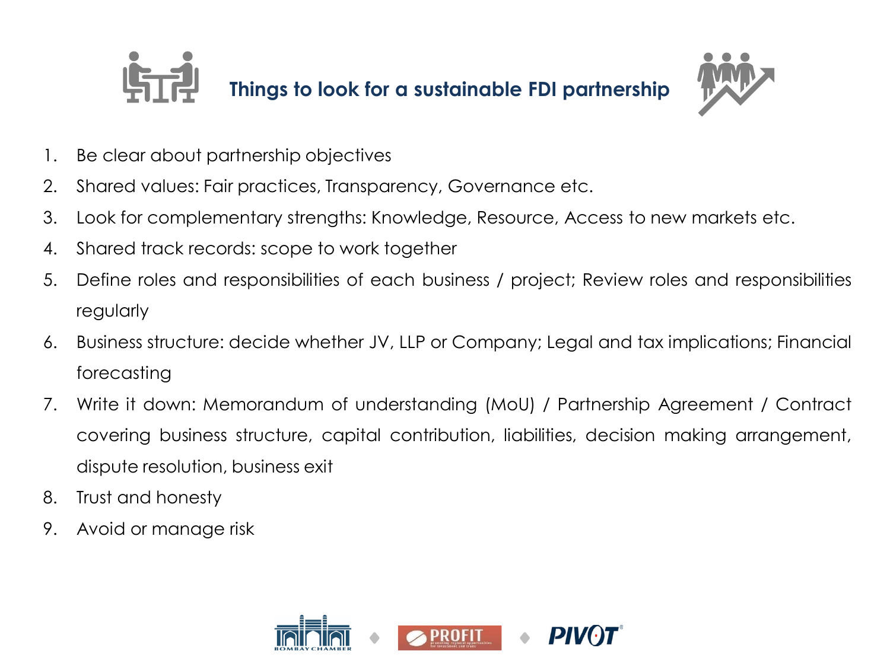# Things to look for a sustainable FDI partnership

1. Be clear about partnership objectives
2. Shared values: Fair practices, Transparency, Governance etc.
3. Look for complementary strengths: Knowledge, Resource, Access to new markets etc.
4. Shared track records: scope to work together
5. Define roles and responsibilities of each business / project; Review roles and responsibilities regularly
6. Business structure: decide whether JV, LLP or Company; Legal and tax implications; Financial forecasting
7. Write it down: Memorandum of understanding (MoU) / Partnership Agreement / Contract covering business structure, capital contribution, liabilities, decision making arrangement, dispute resolution, business exit
8. Trust and honesty
9. Avoid or manage risk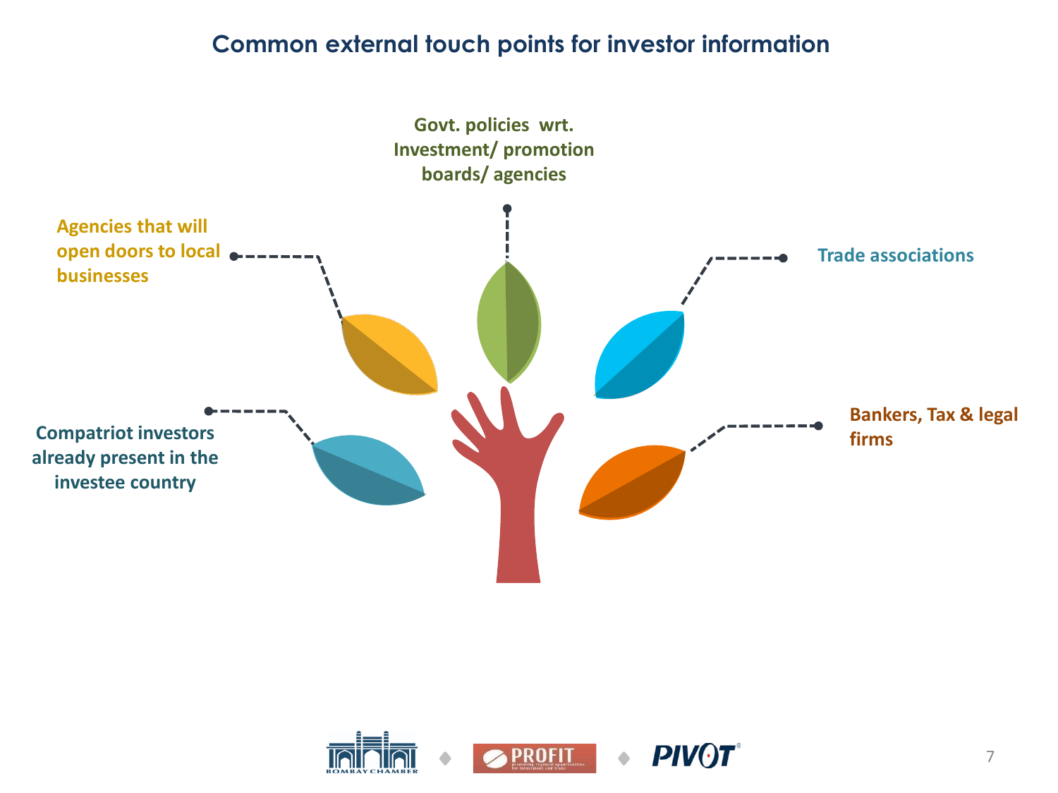## Common external touch points for investor information

- Govt. policies wrt. Investment/ promotion boards/ agencies
- Agencies that will open doors to local businesses
- Trade associations
- Compatriot investors already present in the investee country
- Bankers, Tax & legal firms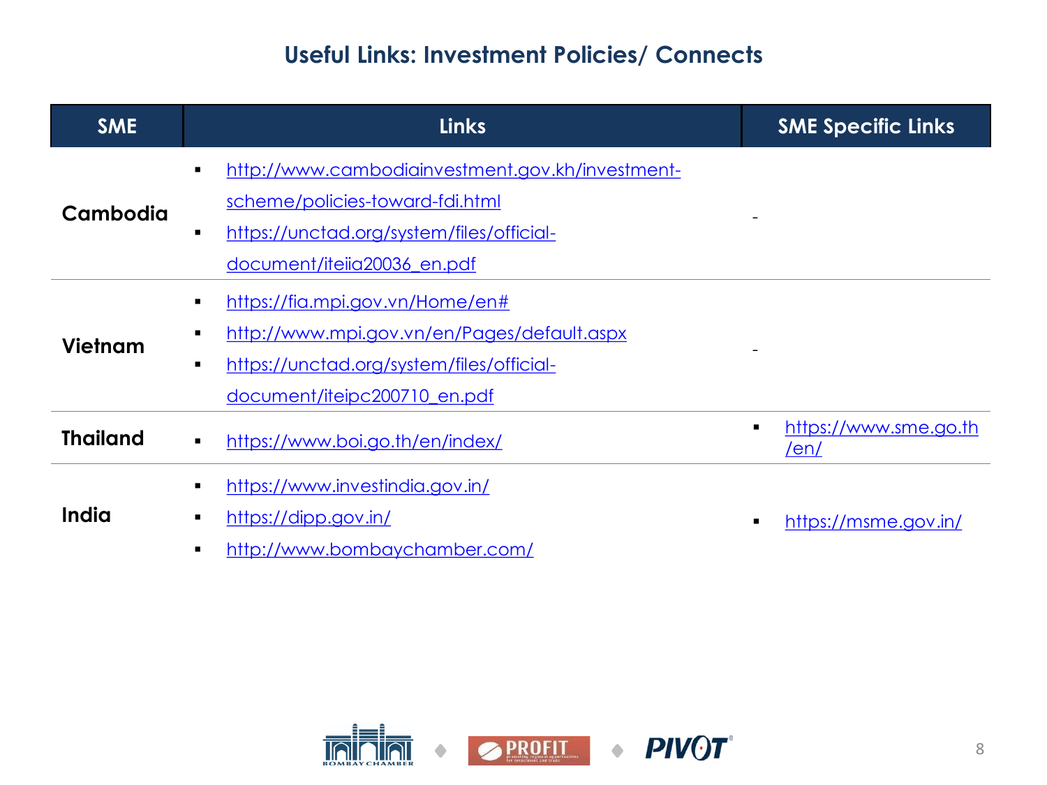## Useful Links: Investment Policies/ Connects

| SME | Links | SME Specific Links |
|---|---|---|
| **Cambodia** | ▪ http://www.cambodiainvestment.gov.kh/investment-scheme/policies-toward-fdi.html<br>▪ https://unctad.org/system/files/official-document/iteiia20036_en.pdf | - |
| **Vietnam** | ▪ https://fia.mpi.gov.vn/Home/en#<br>▪ http://www.mpi.gov.vn/en/Pages/default.aspx<br>▪ https://unctad.org/system/files/official-document/iteipc200710_en.pdf | - |
| **Thailand** | ▪ https://www.boi.go.th/en/index/ | ▪ https://www.sme.go.th/en/ |
| **India** | ▪ https://www.investindia.gov.in/<br>▪ https://dipp.gov.in/<br>▪ http://www.bombaychamber.com/ | ▪ https://msme.gov.in/ |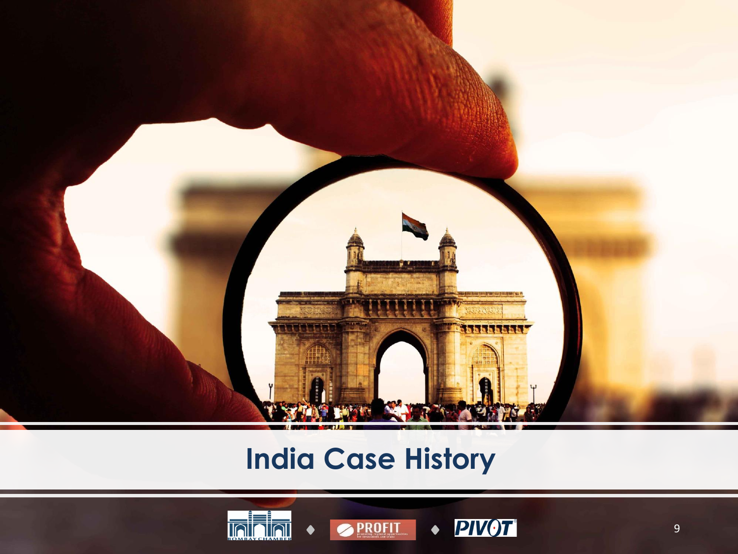# India Case History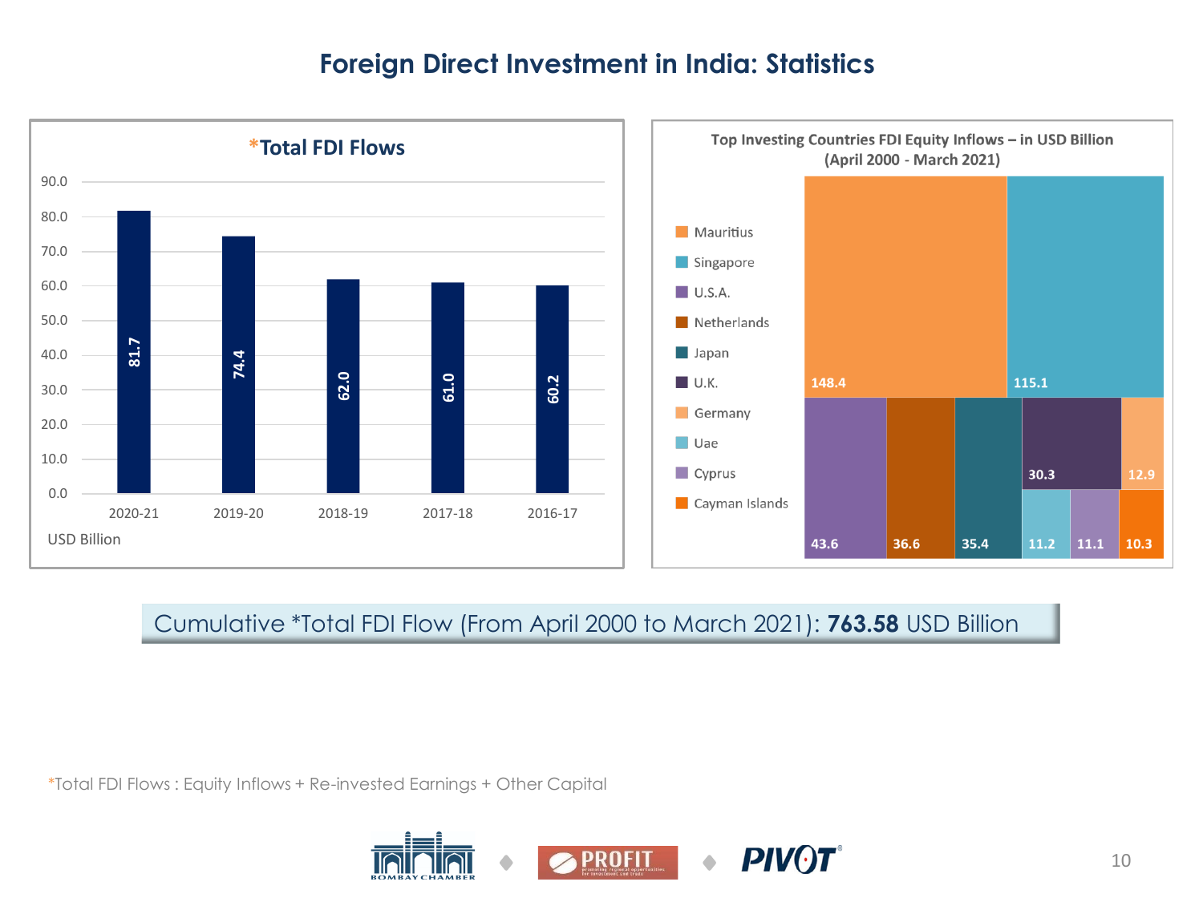# Foreign Direct Investment in India: Statistics

**\*Total FDI Flows**

| Year | USD Billion |
|---|---|
| 2020-21 | 81.7 |
| 2019-20 | 74.4 |
| 2018-19 | 62.0 |
| 2017-18 | 61.0 |
| 2016-17 | 60.2 |

**Top Investing Countries FDI Equity Inflows – in USD Billion (April 2000 - March 2021)**

| Country | USD Billion |
|---|---|
| Mauritius | 148.4 |
| Singapore | 115.1 |
| U.S.A. | 43.6 |
| Netherlands | 36.6 |
| Japan | 35.4 |
| U.K. | 30.3 |
| Germany | 12.9 |
| Uae | 11.2 |
| Cyprus | 11.1 |
| Cayman Islands | 10.3 |

Cumulative *Total FDI Flow (From April 2000 to March 2021): **763.58** USD Billion

*Total FDI Flows : Equity Inflows + Re-invested Earnings + Other Capital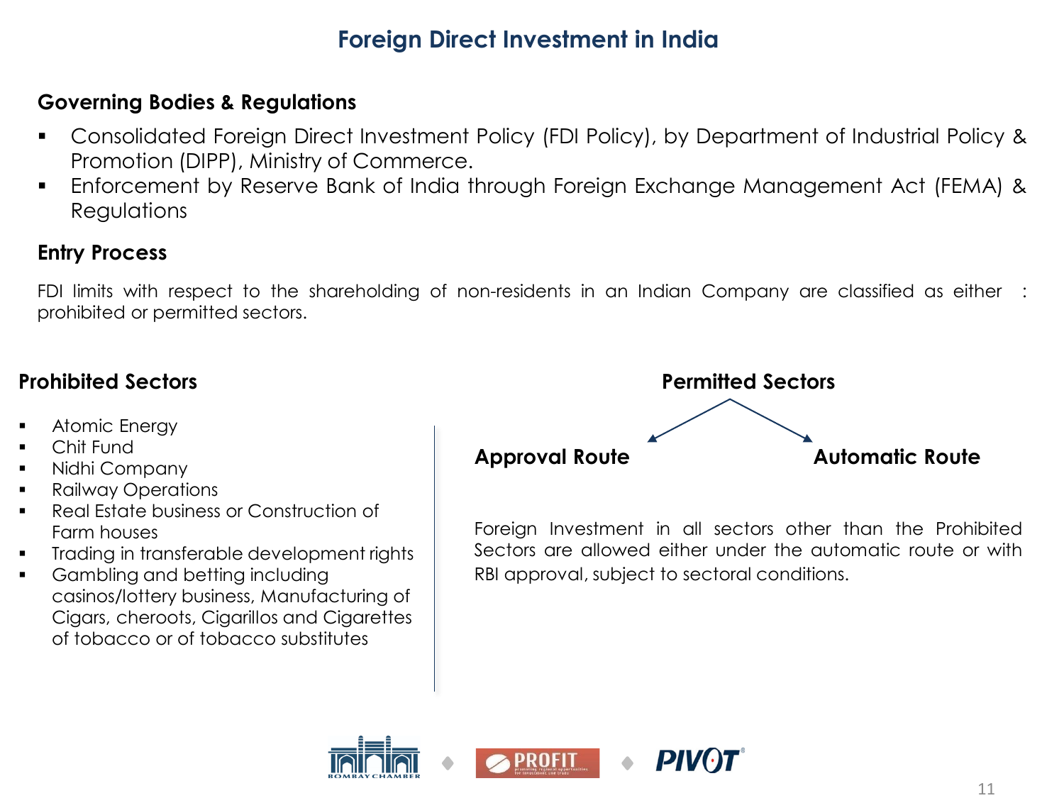# Foreign Direct Investment in India

## Governing Bodies & Regulations

- Consolidated Foreign Direct Investment Policy (FDI Policy), by Department of Industrial Policy & Promotion (DIPP), Ministry of Commerce.
- Enforcement by Reserve Bank of India through Foreign Exchange Management Act (FEMA) & Regulations

## Entry Process

FDI limits with respect to the shareholding of non-residents in an Indian Company are classified as either : prohibited or permitted sectors.

### Prohibited Sectors

- Atomic Energy
- Chit Fund
- Nidhi Company
- Railway Operations
- Real Estate business or Construction of Farm houses
- Trading in transferable development rights
- Gambling and betting including casinos/lottery business, Manufacturing of Cigars, cheroots, Cigarillos and Cigarettes of tobacco or of tobacco substitutes

### Permitted Sectors

**Approval Route** | **Automatic Route**

Foreign Investment in all sectors other than the Prohibited Sectors are allowed either under the automatic route or with RBI approval, subject to sectoral conditions.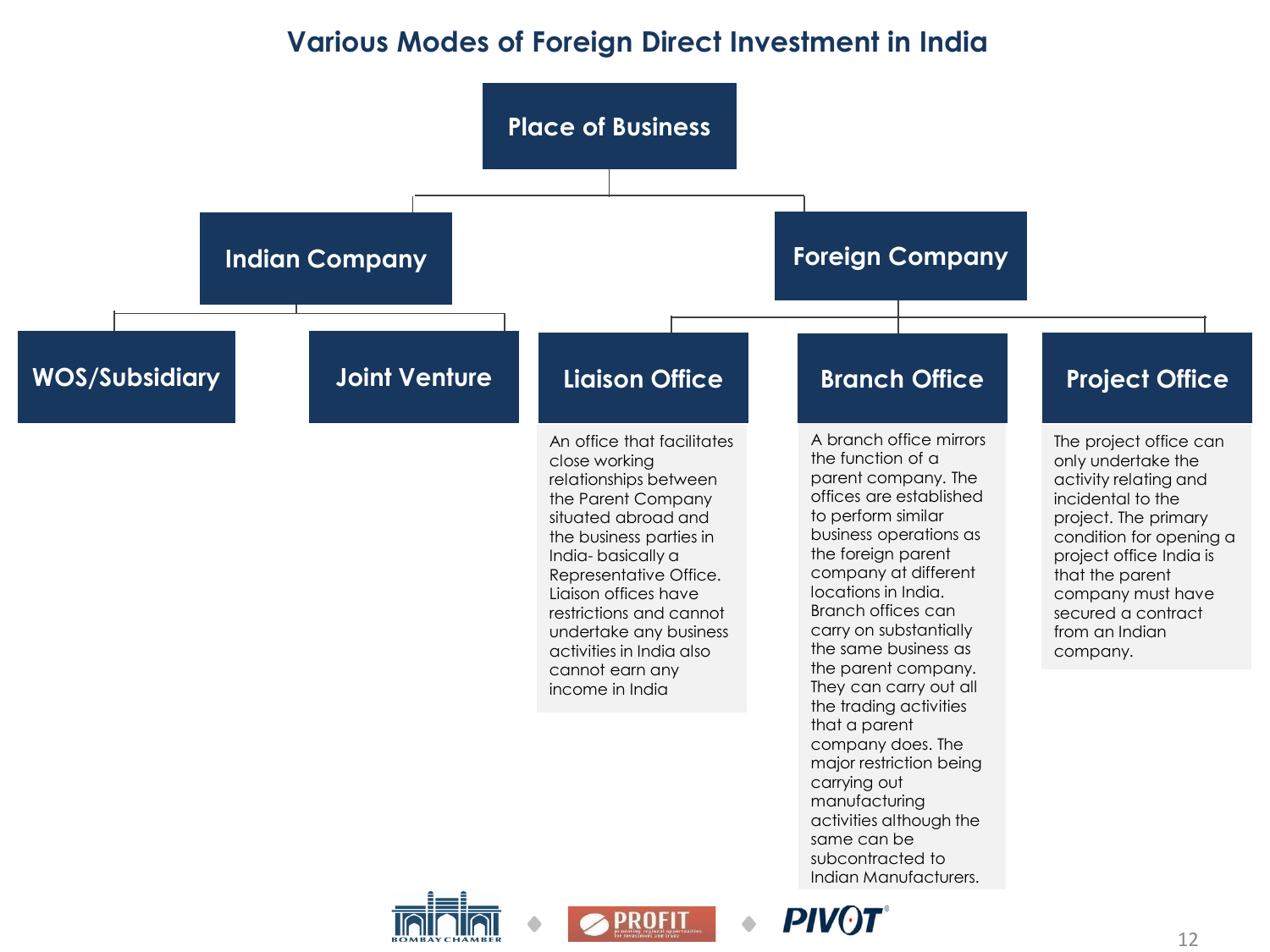# Various Modes of Foreign Direct Investment in India

- **Place of Business**
  - **Indian Company**
    - **WOS/Subsidiary**
    - **Joint Venture**
  - **Foreign Company**
    - **Liaison Office**
    - **Branch Office**
    - **Project Office**

### Liaison Office

An office that facilitates close working relationships between the Parent Company situated abroad and the business parties in India- basically a Representative Office. Liaison offices have restrictions and cannot undertake any business activities in India also cannot earn any income in India

### Branch Office

A branch office mirrors the function of a parent company. The offices are established to perform similar business operations as the foreign parent company at different locations in India. Branch offices can carry on substantially the same business as the parent company. They can carry out all the trading activities that a parent company does. The major restriction being carrying out manufacturing activities although the same can be subcontracted to Indian Manufacturers.

### Project Office

The project office can only undertake the activity relating and incidental to the project. The primary condition for opening a project office India is that the parent company must have secured a contract from an Indian company.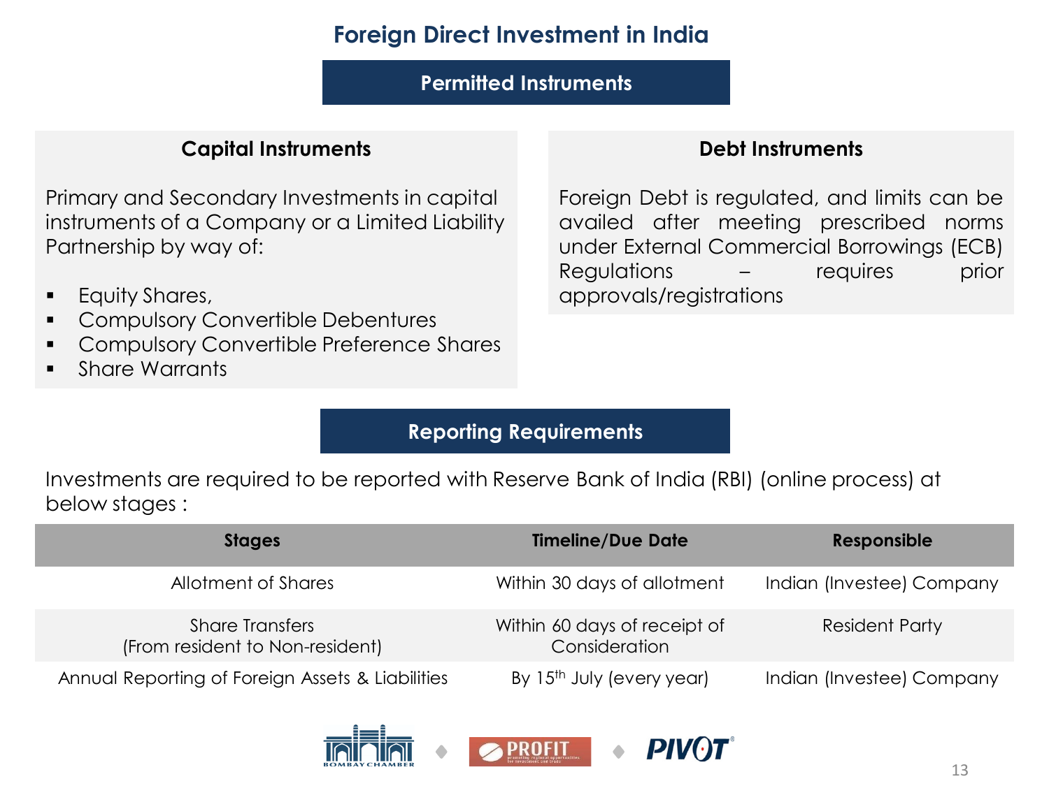# Foreign Direct Investment in India

## Permitted Instruments

### Capital Instruments

Primary and Secondary Investments in capital instruments of a Company or a Limited Liability Partnership by way of:

- Equity Shares,
- Compulsory Convertible Debentures
- Compulsory Convertible Preference Shares
- Share Warrants

### Debt Instruments

Foreign Debt is regulated, and limits can be availed after meeting prescribed norms under External Commercial Borrowings (ECB) Regulations – requires prior approvals/registrations

## Reporting Requirements

Investments are required to be reported with Reserve Bank of India (RBI) (online process) at below stages :

| Stages | Timeline/Due Date | Responsible |
| --- | --- | --- |
| Allotment of Shares | Within 30 days of allotment | Indian (Investee) Company |
| Share Transfers (From resident to Non-resident) | Within 60 days of receipt of Consideration | Resident Party |
| Annual Reporting of Foreign Assets & Liabilities | By 15th July (every year) | Indian (Investee) Company |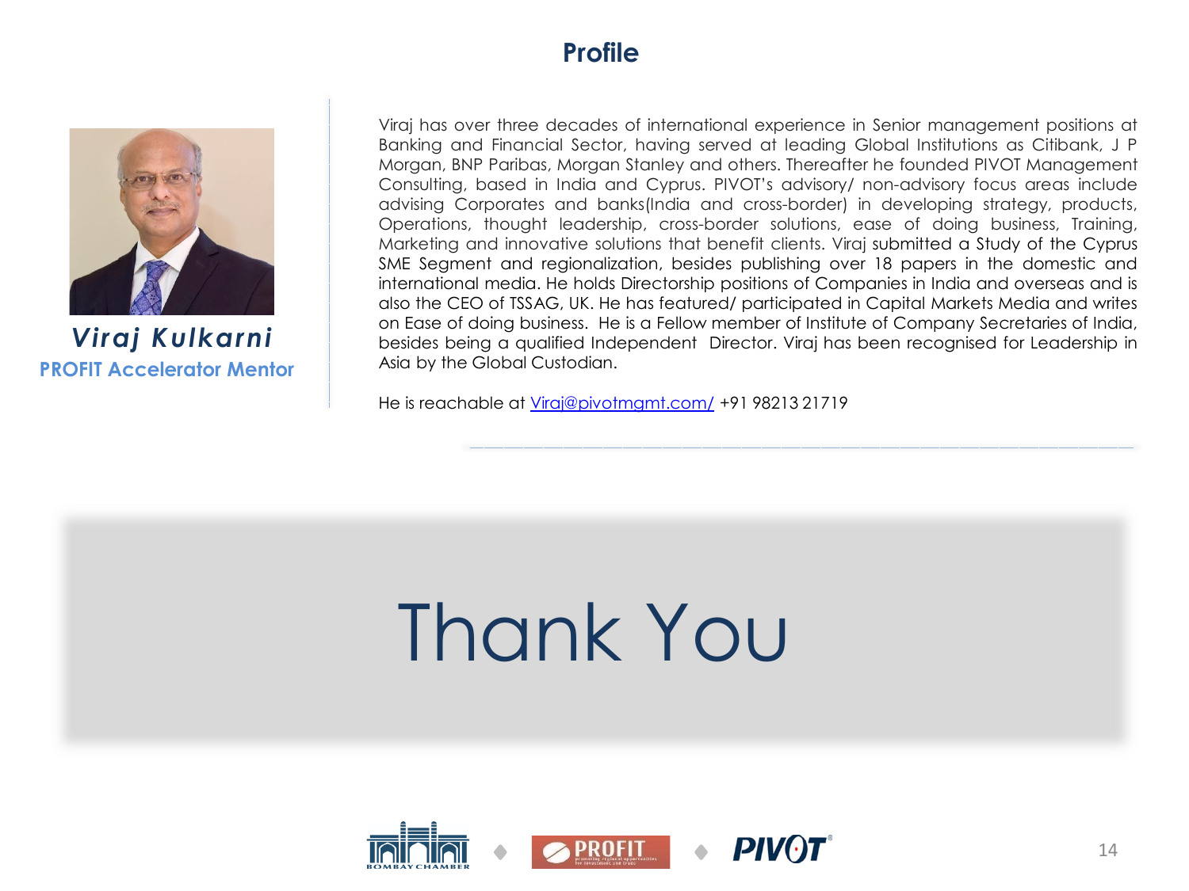# Profile

***Viraj Kulkarni***

**PROFIT Accelerator Mentor**

Viraj has over three decades of international experience in Senior management positions at Banking and Financial Sector, having served at leading Global Institutions as Citibank, J P Morgan, BNP Paribas, Morgan Stanley and others. Thereafter he founded PIVOT Management Consulting, based in India and Cyprus. PIVOT's advisory/ non-advisory focus areas include advising Corporates and banks(India and cross-border) in developing strategy, products, Operations, thought leadership, cross-border solutions, ease of doing business, Training, Marketing and innovative solutions that benefit clients. Viraj submitted a Study of the Cyprus SME Segment and regionalization, besides publishing over 18 papers in the domestic and international media. He holds Directorship positions of Companies in India and overseas and is also the CEO of TSSAG, UK. He has featured/ participated in Capital Markets Media and writes on Ease of doing business. He is a Fellow member of Institute of Company Secretaries of India, besides being a qualified Independent Director. Viraj has been recognised for Leadership in Asia by the Global Custodian.

He is reachable at Viraj@pivotmgmt.com/ +91 98213 21719

# Thank You